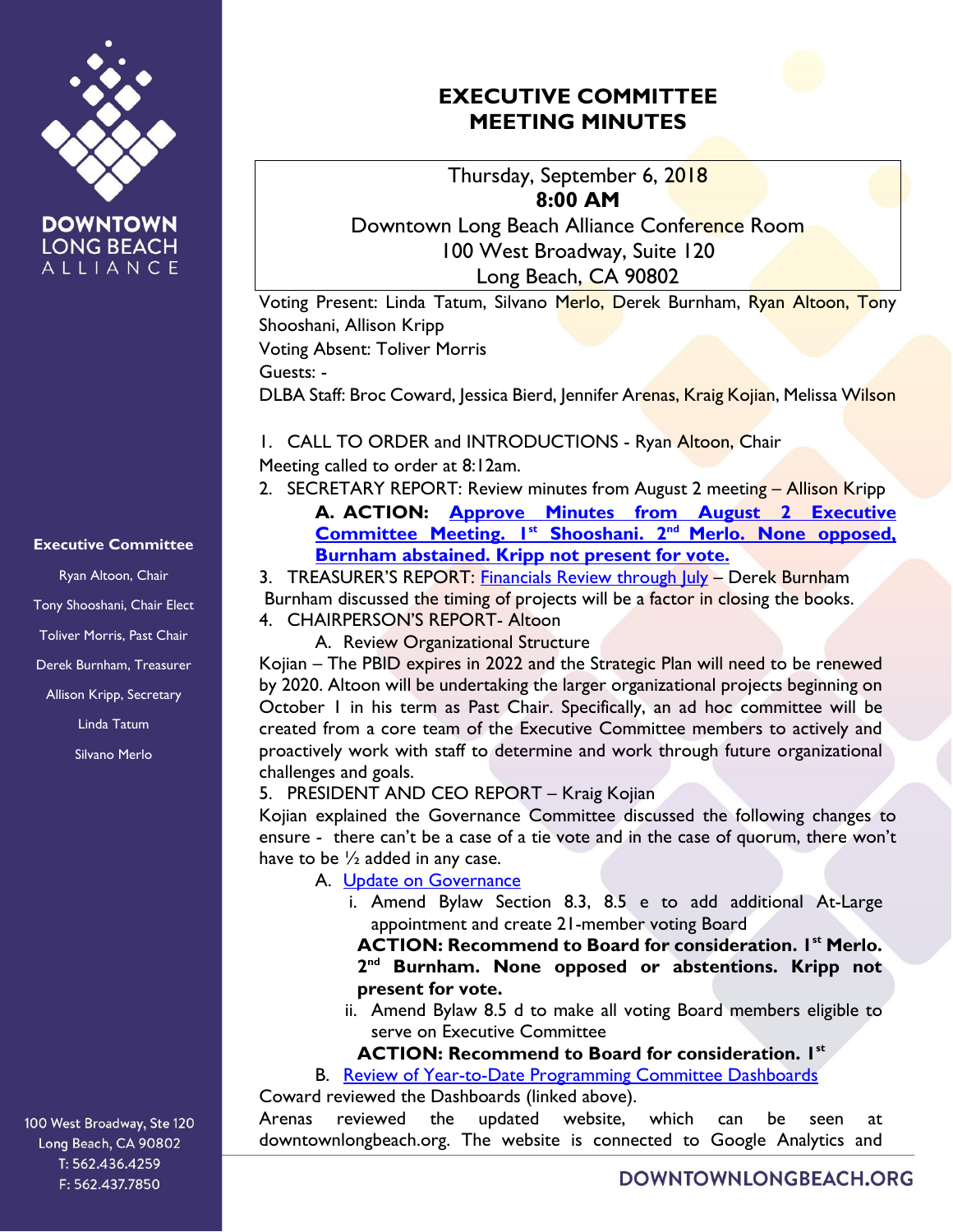# EXECUTIVE COMMITTEE MEETING MINUTES

Thursday, September 6, 2018
**8:00 AM**
Downtown Long Beach Alliance Conference Room
100 West Broadway, Suite 120
Long Beach, CA 90802

Voting Present: Linda Tatum, Silvano Merlo, Derek Burnham, Ryan Altoon, Tony Shooshani, Allison Kripp
Voting Absent: Toliver Morris
Guests: -
DLBA Staff: Broc Coward, Jessica Bierd, Jennifer Arenas, Kraig Kojian, Melissa Wilson

1. CALL TO ORDER and INTRODUCTIONS - Ryan Altoon, Chair

Meeting called to order at 8:12am.

2. SECRETARY REPORT: Review minutes from August 2 meeting – Allison Kripp
   - **A. ACTION: Approve Minutes from August 2 Executive Committee Meeting. 1st Shooshani. 2nd Merlo. None opposed, Burnham abstained. Kripp not present for vote.**
3. TREASURER'S REPORT: Financials Review through July – Derek Burnham

Burnham discussed the timing of projects will be a factor in closing the books.

4. CHAIRPERSON'S REPORT- Altoon
   - A. Review Organizational Structure

Kojian – The PBID expires in 2022 and the Strategic Plan will need to be renewed by 2020. Altoon will be undertaking the larger organizational projects beginning on October 1 in his term as Past Chair. Specifically, an ad hoc committee will be created from a core team of the Executive Committee members to actively and proactively work with staff to determine and work through future organizational challenges and goals.

5. PRESIDENT AND CEO REPORT – Kraig Kojian

Kojian explained the Governance Committee discussed the following changes to ensure - there can't be a case of a tie vote and in the case of quorum, there won't have to be ½ added in any case.

- A. Update on Governance
  - i. Amend Bylaw Section 8.3, 8.5 e to add additional At-Large appointment and create 21-member voting Board

    **ACTION: Recommend to Board for consideration. 1st Merlo. 2nd Burnham. None opposed or abstentions. Kripp not present for vote.**
  - ii. Amend Bylaw 8.5 d to make all voting Board members eligible to serve on Executive Committee

    **ACTION: Recommend to Board for consideration. 1st**
- B. Review of Year-to-Date Programming Committee Dashboards

Coward reviewed the Dashboards (linked above).

Arenas reviewed the updated website, which can be seen at downtownlongbeach.org. The website is connected to Google Analytics and

**Executive Committee**

Ryan Altoon, Chair
Tony Shooshani, Chair Elect
Toliver Morris, Past Chair
Derek Burnham, Treasurer
Allison Kripp, Secretary
Linda Tatum
Silvano Merlo

100 West Broadway, Ste 120
Long Beach, CA 90802
T: 562.436.4259
F: 562.437.7850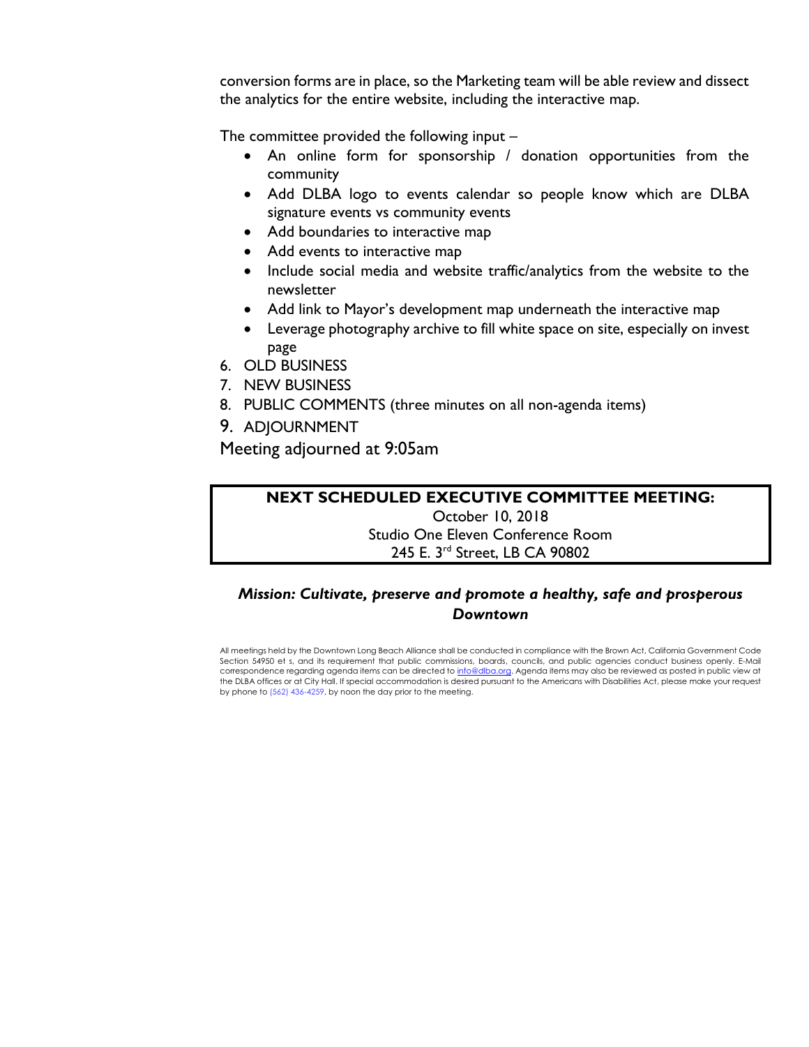conversion forms are in place, so the Marketing team will be able review and dissect the analytics for the entire website, including the interactive map.

The committee provided the following input –

- An online form for sponsorship / donation opportunities from the community
- Add DLBA logo to events calendar so people know which are DLBA signature events vs community events
- Add boundaries to interactive map
- Add events to interactive map
- Include social media and website traffic/analytics from the website to the newsletter
- Add link to Mayor's development map underneath the interactive map
- Leverage photography archive to fill white space on site, especially on invest page

6. OLD BUSINESS
7. NEW BUSINESS
8. PUBLIC COMMENTS (three minutes on all non-agenda items)
9. ADJOURNMENT

Meeting adjourned at 9:05am

**NEXT SCHEDULED EXECUTIVE COMMITTEE MEETING:**
October 10, 2018
Studio One Eleven Conference Room
245 E. 3rd Street, LB CA 90802

***Mission: Cultivate, preserve and promote a healthy, safe and prosperous Downtown***

All meetings held by the Downtown Long Beach Alliance shall be conducted in compliance with the Brown Act, California Government Code Section 54950 et s, and its requirement that public commissions, boards, councils, and public agencies conduct business openly. E-Mail correspondence regarding agenda items can be directed to info@dlba.org. Agenda items may also be reviewed as posted in public view at the DLBA offices or at City Hall. If special accommodation is desired pursuant to the Americans with Disabilities Act, please make your request by phone to (562) 436-4259, by noon the day prior to the meeting.